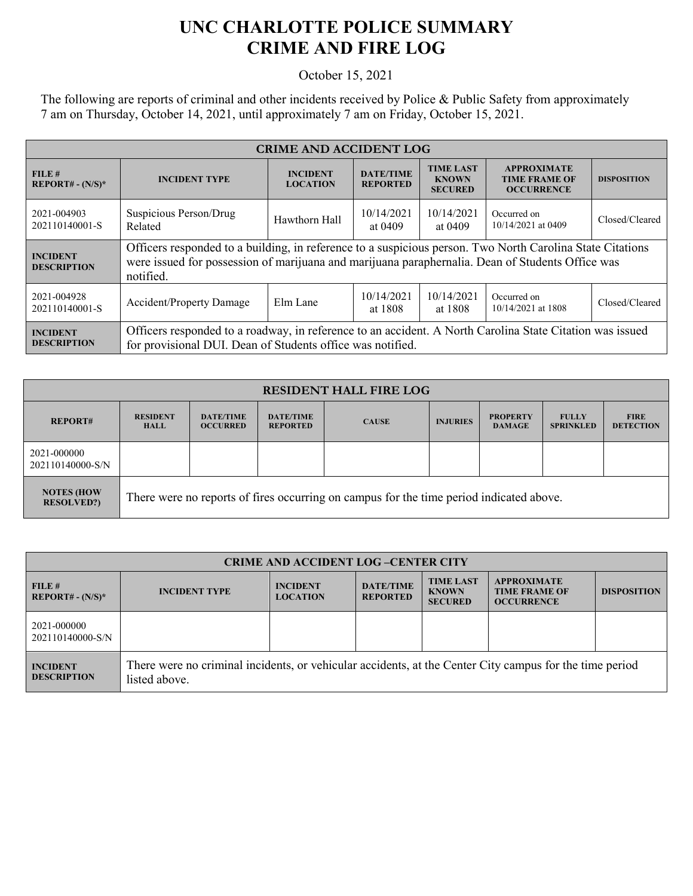# UNC CHARLOTTE POLICE SUMMARY
# CRIME AND FIRE LOG

October 15, 2021

The following are reports of criminal and other incidents received by Police & Public Safety from approximately 7 am on Thursday, October 14, 2021, until approximately 7 am on Friday, October 15, 2021.

| CRIME AND ACCIDENT LOG | | | | | | |
|---|---|---|---|---|---|---|
| **FILE # REPORT# - (N/S)*** | **INCIDENT TYPE** | **INCIDENT LOCATION** | **DATE/TIME REPORTED** | **TIME LAST KNOWN SECURED** | **APPROXIMATE TIME FRAME OF OCCURRENCE** | **DISPOSITION** |
| 2021-004903 202110140001-S | Suspicious Person/Drug Related | Hawthorn Hall | 10/14/2021 at 0409 | 10/14/2021 at 0409 | Occurred on 10/14/2021 at 0409 | Closed/Cleared |
| **INCIDENT DESCRIPTION** | Officers responded to a building, in reference to a suspicious person. Two North Carolina State Citations were issued for possession of marijuana and marijuana paraphernalia. Dean of Students Office was notified. | | | | | |
| 2021-004928 202110140001-S | Accident/Property Damage | Elm Lane | 10/14/2021 at 1808 | 10/14/2021 at 1808 | Occurred on 10/14/2021 at 1808 | Closed/Cleared |
| **INCIDENT DESCRIPTION** | Officers responded to a roadway, in reference to an accident. A North Carolina State Citation was issued for provisional DUI. Dean of Students office was notified. | | | | | |

| RESIDENT HALL FIRE LOG | | | | | | | | |
|---|---|---|---|---|---|---|---|---|
| **REPORT#** | **RESIDENT HALL** | **DATE/TIME OCCURRED** | **DATE/TIME REPORTED** | **CAUSE** | **INJURIES** | **PROPERTY DAMAGE** | **FULLY SPRINKLED** | **FIRE DETECTION** |
| 2021-000000 202110140000-S/N | | | | | | | | |
| **NOTES (HOW RESOLVED?)** | There were no reports of fires occurring on campus for the time period indicated above. | | | | | | | |

| CRIME AND ACCIDENT LOG –CENTER CITY | | | | | | |
|---|---|---|---|---|---|---|
| **FILE # REPORT# - (N/S)*** | **INCIDENT TYPE** | **INCIDENT LOCATION** | **DATE/TIME REPORTED** | **TIME LAST KNOWN SECURED** | **APPROXIMATE TIME FRAME OF OCCURRENCE** | **DISPOSITION** |
| 2021-000000 202110140000-S/N | | | | | | |
| **INCIDENT DESCRIPTION** | There were no criminal incidents, or vehicular accidents, at the Center City campus for the time period listed above. | | | | | |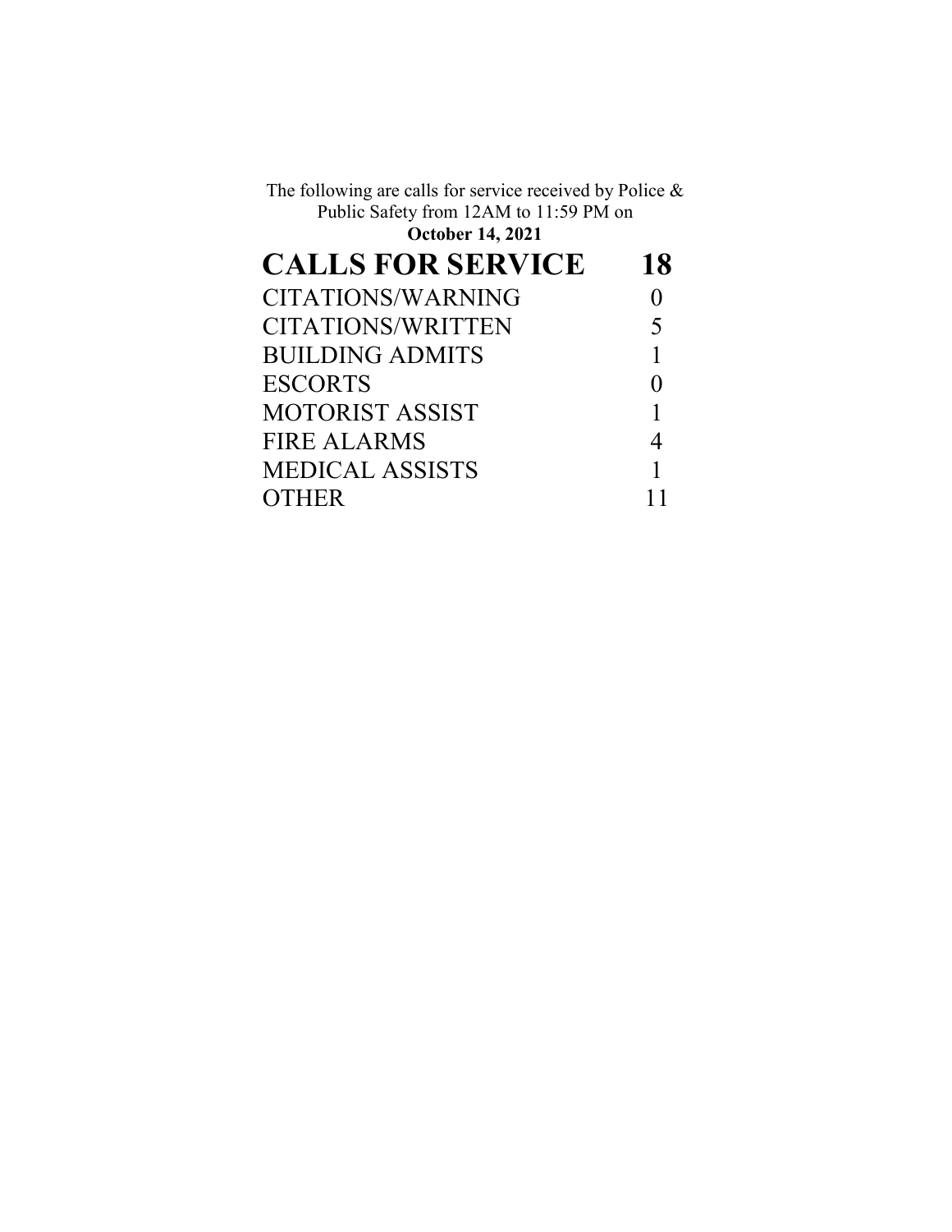The following are calls for service received by Police & Public Safety from 12AM to 11:59 PM on

**October 14, 2021**

| | |
|---|---|
| **CALLS FOR SERVICE** | **18** |
| CITATIONS/WARNING | 0 |
| CITATIONS/WRITTEN | 5 |
| BUILDING ADMITS | 1 |
| ESCORTS | 0 |
| MOTORIST ASSIST | 1 |
| FIRE ALARMS | 4 |
| MEDICAL ASSISTS | 1 |
| OTHER | 11 |